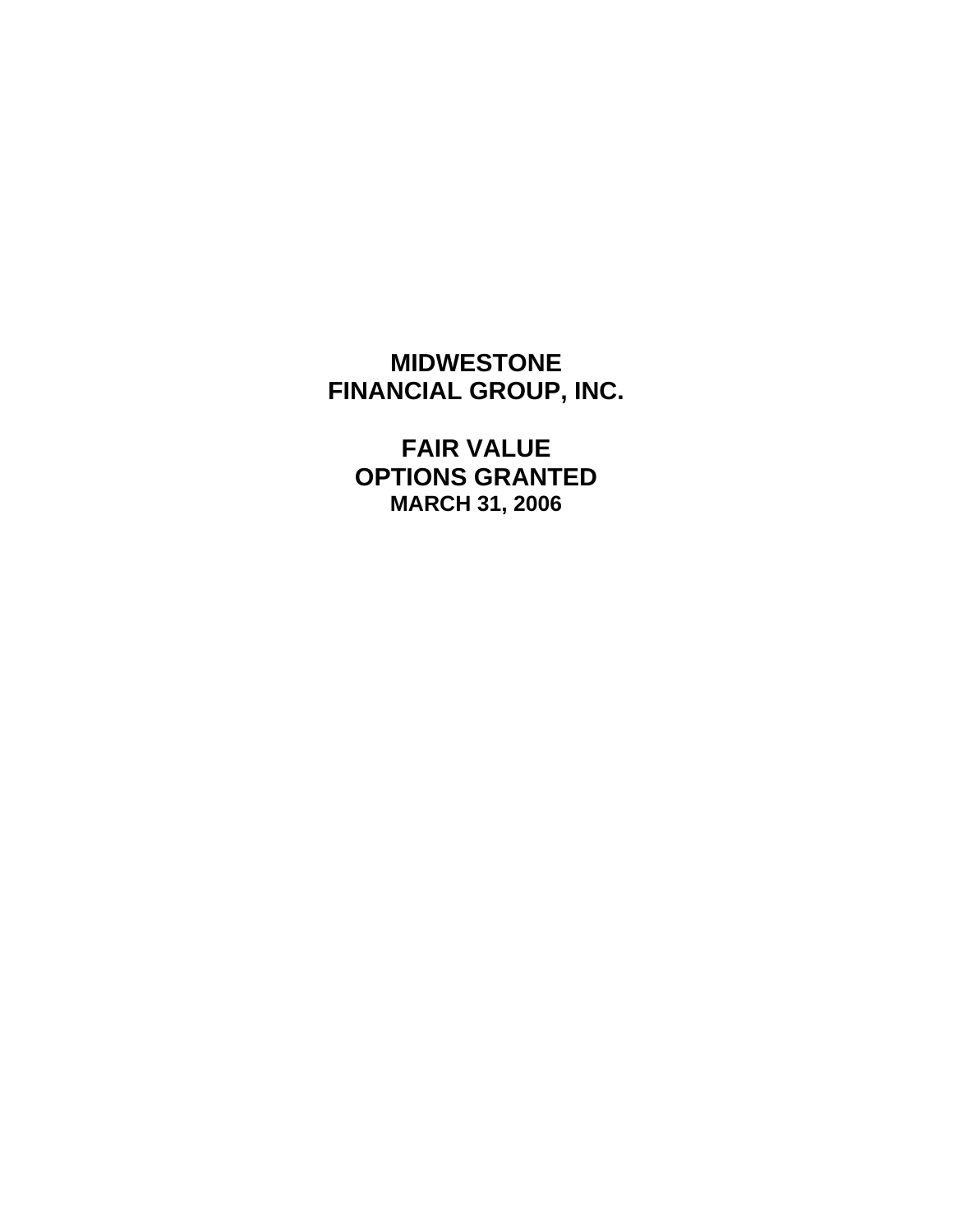# MIDWESTONE FINANCIAL GROUP, INC.

# FAIR VALUE OPTIONS GRANTED

### MARCH 31, 2006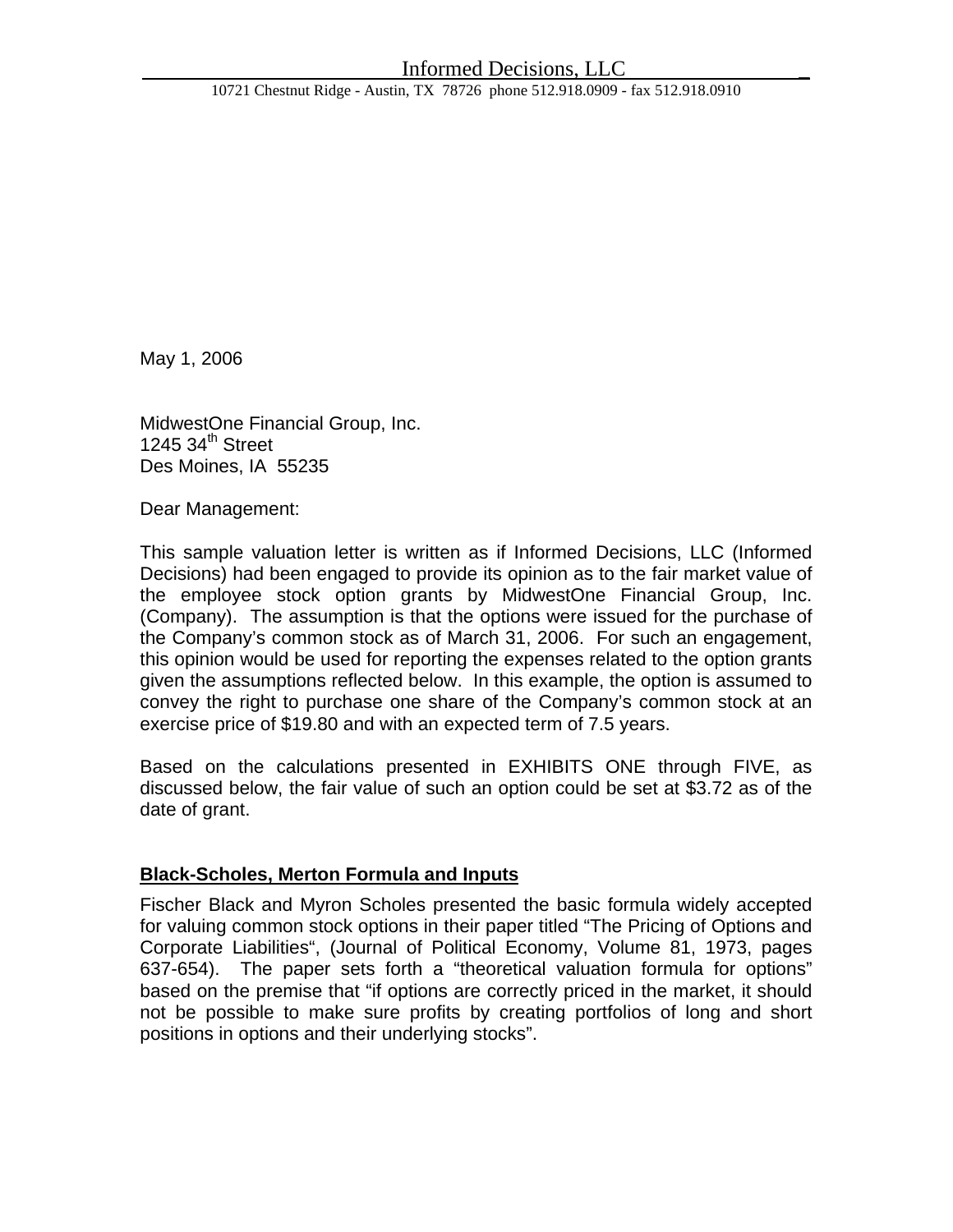Informed Decisions, LLC

10721 Chestnut Ridge - Austin, TX 78726 phone 512.918.0909 - fax 512.918.0910

May 1, 2006

MidwestOne Financial Group, Inc.
1245 34th Street
Des Moines, IA 55235

Dear Management:

This sample valuation letter is written as if Informed Decisions, LLC (Informed Decisions) had been engaged to provide its opinion as to the fair market value of the employee stock option grants by MidwestOne Financial Group, Inc. (Company). The assumption is that the options were issued for the purchase of the Company's common stock as of March 31, 2006. For such an engagement, this opinion would be used for reporting the expenses related to the option grants given the assumptions reflected below. In this example, the option is assumed to convey the right to purchase one share of the Company's common stock at an exercise price of $19.80 and with an expected term of 7.5 years.

Based on the calculations presented in EXHIBITS ONE through FIVE, as discussed below, the fair value of such an option could be set at $3.72 as of the date of grant.

## Black-Scholes, Merton Formula and Inputs

Fischer Black and Myron Scholes presented the basic formula widely accepted for valuing common stock options in their paper titled "The Pricing of Options and Corporate Liabilities", (Journal of Political Economy, Volume 81, 1973, pages 637-654). The paper sets forth a "theoretical valuation formula for options" based on the premise that "if options are correctly priced in the market, it should not be possible to make sure profits by creating portfolios of long and short positions in options and their underlying stocks".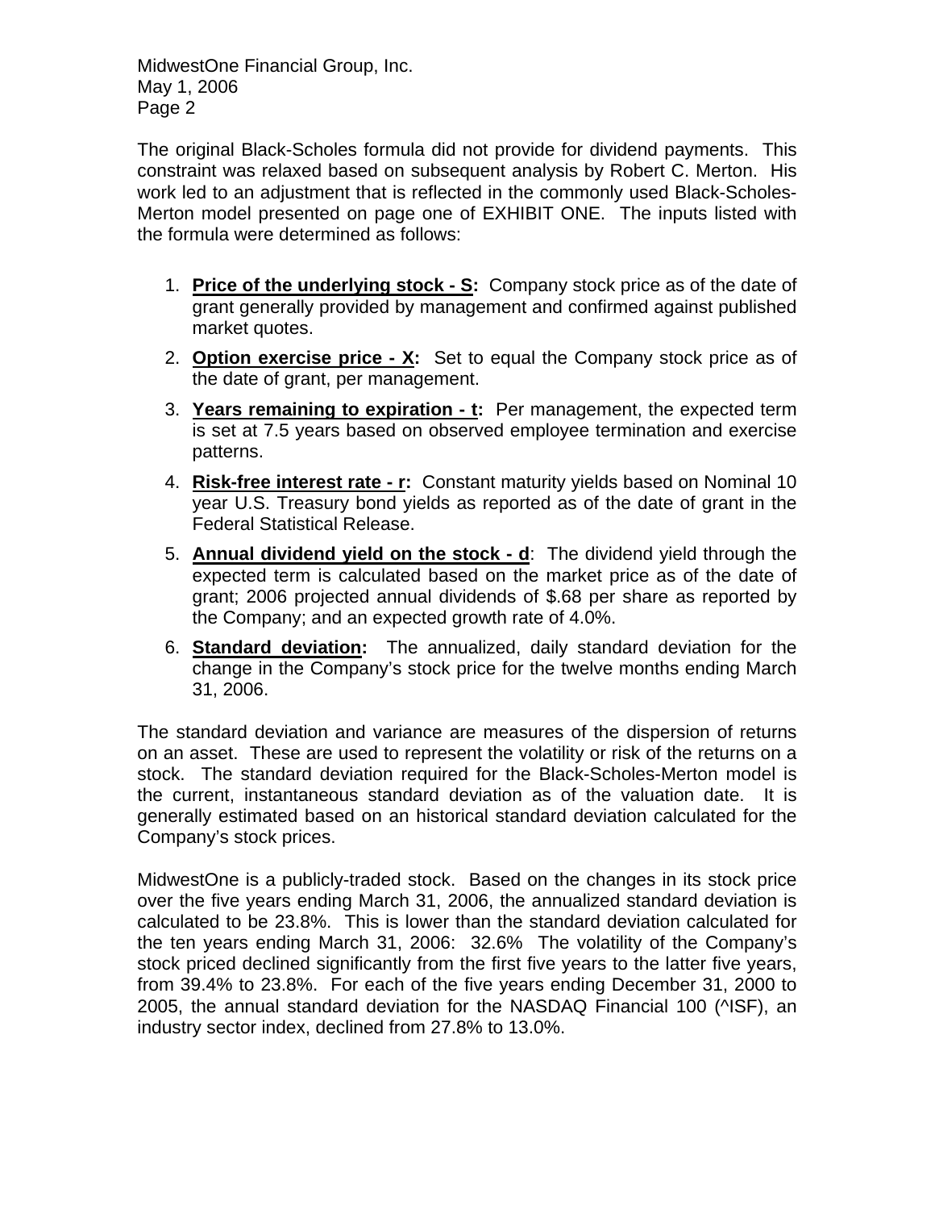The original Black-Scholes formula did not provide for dividend payments. This constraint was relaxed based on subsequent analysis by Robert C. Merton. His work led to an adjustment that is reflected in the commonly used Black-Scholes-Merton model presented on page one of EXHIBIT ONE. The inputs listed with the formula were determined as follows:

1. **Price of the underlying stock - S:** Company stock price as of the date of grant generally provided by management and confirmed against published market quotes.
2. **Option exercise price - X:** Set to equal the Company stock price as of the date of grant, per management.
3. **Years remaining to expiration - t:** Per management, the expected term is set at 7.5 years based on observed employee termination and exercise patterns.
4. **Risk-free interest rate - r:** Constant maturity yields based on Nominal 10 year U.S. Treasury bond yields as reported as of the date of grant in the Federal Statistical Release.
5. **Annual dividend yield on the stock - d**: The dividend yield through the expected term is calculated based on the market price as of the date of grant; 2006 projected annual dividends of $.68 per share as reported by the Company; and an expected growth rate of 4.0%.
6. **Standard deviation:** The annualized, daily standard deviation for the change in the Company's stock price for the twelve months ending March 31, 2006.

The standard deviation and variance are measures of the dispersion of returns on an asset. These are used to represent the volatility or risk of the returns on a stock. The standard deviation required for the Black-Scholes-Merton model is the current, instantaneous standard deviation as of the valuation date. It is generally estimated based on an historical standard deviation calculated for the Company's stock prices.

MidwestOne is a publicly-traded stock. Based on the changes in its stock price over the five years ending March 31, 2006, the annualized standard deviation is calculated to be 23.8%. This is lower than the standard deviation calculated for the ten years ending March 31, 2006: 32.6% The volatility of the Company's stock priced declined significantly from the first five years to the latter five years, from 39.4% to 23.8%. For each of the five years ending December 31, 2000 to 2005, the annual standard deviation for the NASDAQ Financial 100 (^ISF), an industry sector index, declined from 27.8% to 13.0%.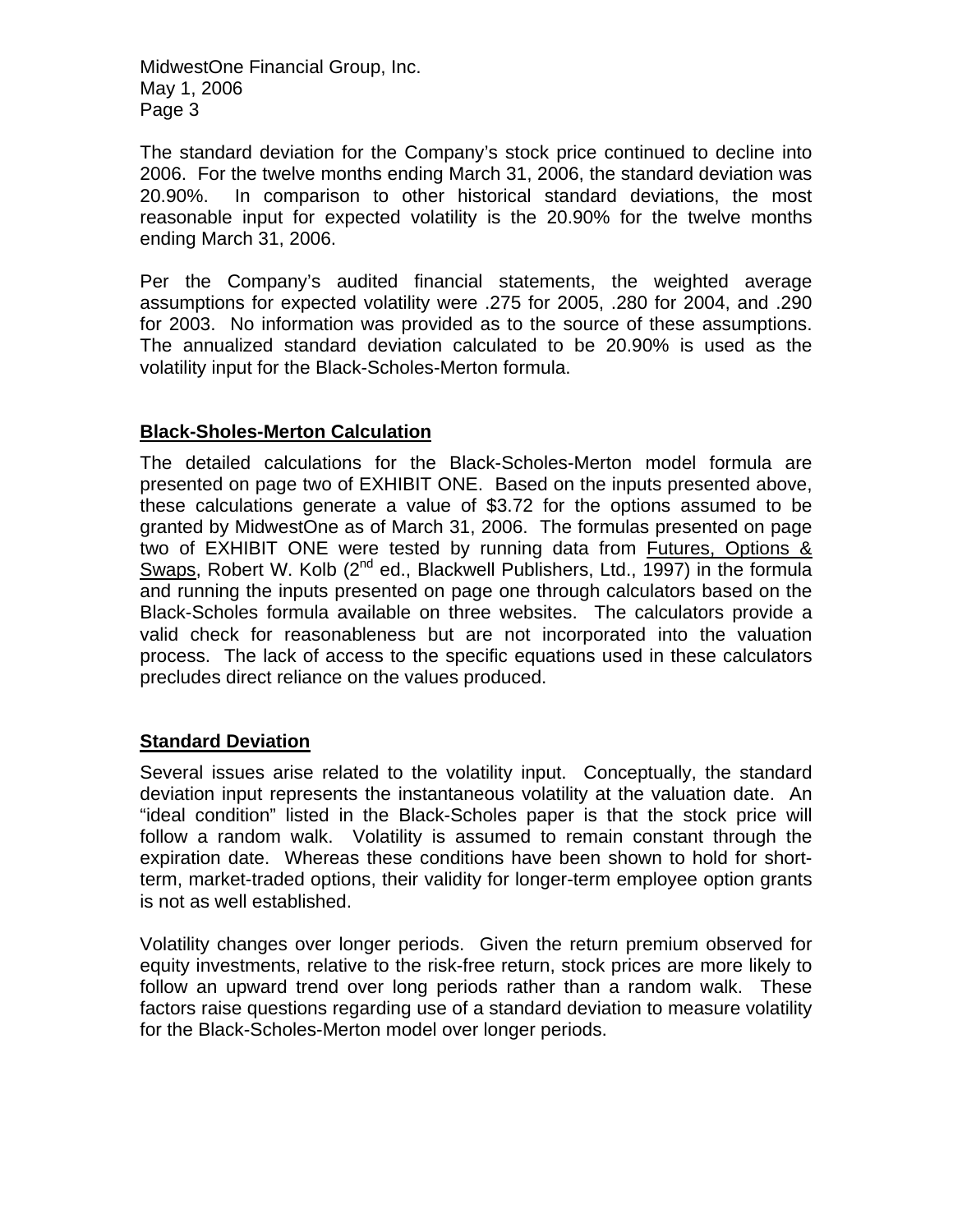The standard deviation for the Company's stock price continued to decline into 2006. For the twelve months ending March 31, 2006, the standard deviation was 20.90%. In comparison to other historical standard deviations, the most reasonable input for expected volatility is the 20.90% for the twelve months ending March 31, 2006.

Per the Company's audited financial statements, the weighted average assumptions for expected volatility were .275 for 2005, .280 for 2004, and .290 for 2003. No information was provided as to the source of these assumptions. The annualized standard deviation calculated to be 20.90% is used as the volatility input for the Black-Scholes-Merton formula.

## Black-Sholes-Merton Calculation

The detailed calculations for the Black-Scholes-Merton model formula are presented on page two of EXHIBIT ONE. Based on the inputs presented above, these calculations generate a value of $3.72 for the options assumed to be granted by MidwestOne as of March 31, 2006. The formulas presented on page two of EXHIBIT ONE were tested by running data from Futures, Options & Swaps, Robert W. Kolb (2nd ed., Blackwell Publishers, Ltd., 1997) in the formula and running the inputs presented on page one through calculators based on the Black-Scholes formula available on three websites. The calculators provide a valid check for reasonableness but are not incorporated into the valuation process. The lack of access to the specific equations used in these calculators precludes direct reliance on the values produced.

## Standard Deviation

Several issues arise related to the volatility input. Conceptually, the standard deviation input represents the instantaneous volatility at the valuation date. An "ideal condition" listed in the Black-Scholes paper is that the stock price will follow a random walk. Volatility is assumed to remain constant through the expiration date. Whereas these conditions have been shown to hold for short-term, market-traded options, their validity for longer-term employee option grants is not as well established.

Volatility changes over longer periods. Given the return premium observed for equity investments, relative to the risk-free return, stock prices are more likely to follow an upward trend over long periods rather than a random walk. These factors raise questions regarding use of a standard deviation to measure volatility for the Black-Scholes-Merton model over longer periods.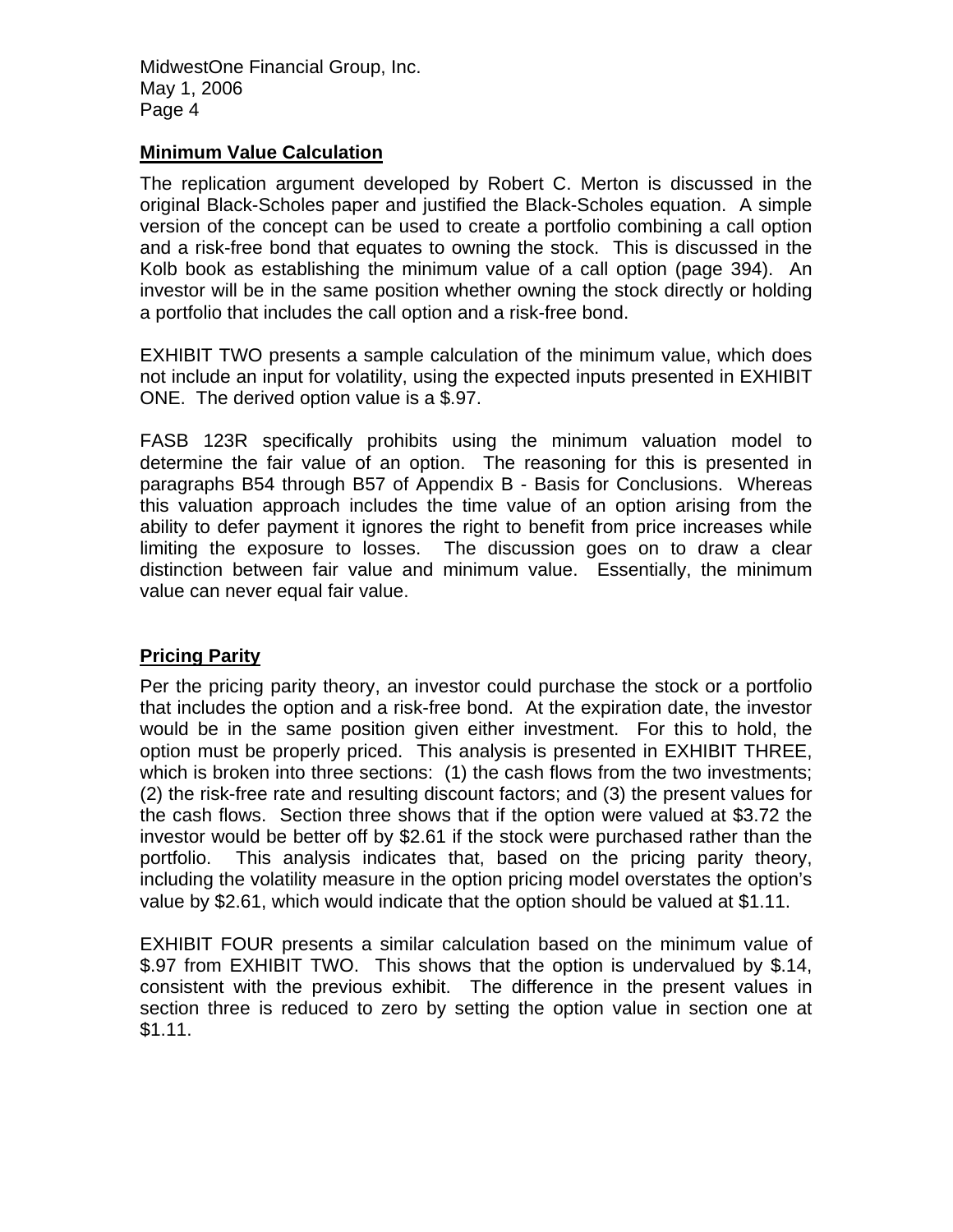## Minimum Value Calculation

The replication argument developed by Robert C. Merton is discussed in the original Black-Scholes paper and justified the Black-Scholes equation. A simple version of the concept can be used to create a portfolio combining a call option and a risk-free bond that equates to owning the stock. This is discussed in the Kolb book as establishing the minimum value of a call option (page 394). An investor will be in the same position whether owning the stock directly or holding a portfolio that includes the call option and a risk-free bond.

EXHIBIT TWO presents a sample calculation of the minimum value, which does not include an input for volatility, using the expected inputs presented in EXHIBIT ONE. The derived option value is a $.97.

FASB 123R specifically prohibits using the minimum valuation model to determine the fair value of an option. The reasoning for this is presented in paragraphs B54 through B57 of Appendix B - Basis for Conclusions. Whereas this valuation approach includes the time value of an option arising from the ability to defer payment it ignores the right to benefit from price increases while limiting the exposure to losses. The discussion goes on to draw a clear distinction between fair value and minimum value. Essentially, the minimum value can never equal fair value.

## Pricing Parity

Per the pricing parity theory, an investor could purchase the stock or a portfolio that includes the option and a risk-free bond. At the expiration date, the investor would be in the same position given either investment. For this to hold, the option must be properly priced. This analysis is presented in EXHIBIT THREE, which is broken into three sections: (1) the cash flows from the two investments; (2) the risk-free rate and resulting discount factors; and (3) the present values for the cash flows. Section three shows that if the option were valued at $3.72 the investor would be better off by $2.61 if the stock were purchased rather than the portfolio. This analysis indicates that, based on the pricing parity theory, including the volatility measure in the option pricing model overstates the option's value by $2.61, which would indicate that the option should be valued at $1.11.

EXHIBIT FOUR presents a similar calculation based on the minimum value of $.97 from EXHIBIT TWO. This shows that the option is undervalued by $.14, consistent with the previous exhibit. The difference in the present values in section three is reduced to zero by setting the option value in section one at $1.11.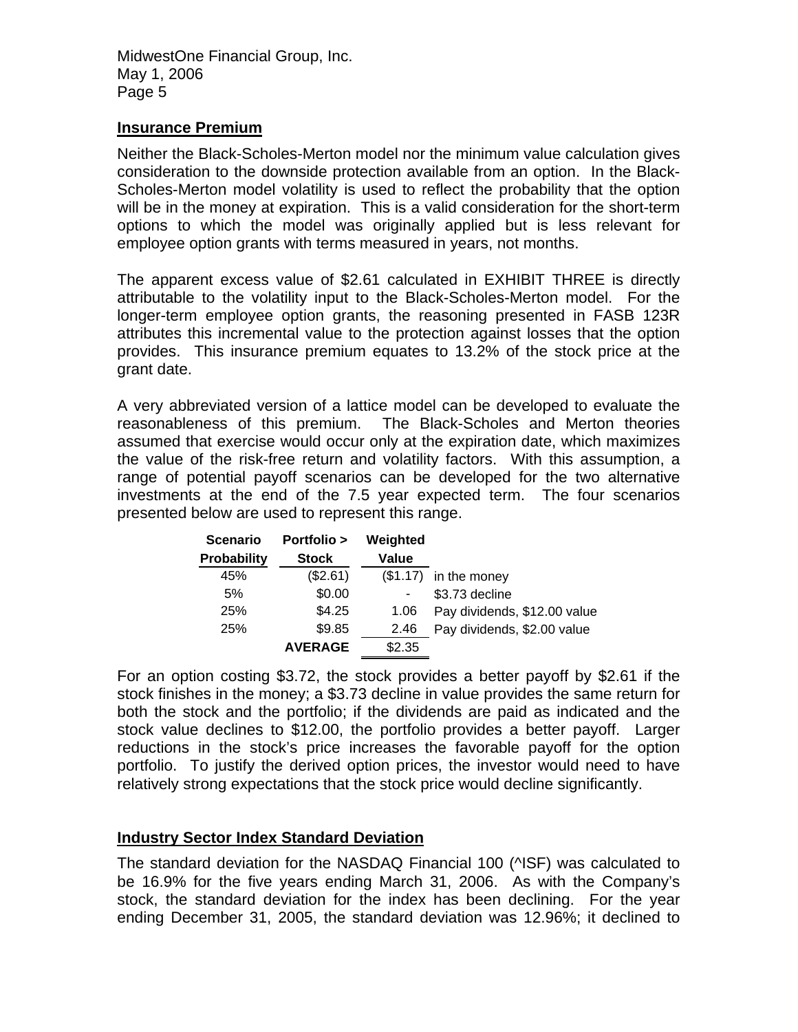## Insurance Premium

Neither the Black-Scholes-Merton model nor the minimum value calculation gives consideration to the downside protection available from an option. In the Black-Scholes-Merton model volatility is used to reflect the probability that the option will be in the money at expiration. This is a valid consideration for the short-term options to which the model was originally applied but is less relevant for employee option grants with terms measured in years, not months.

The apparent excess value of $2.61 calculated in EXHIBIT THREE is directly attributable to the volatility input to the Black-Scholes-Merton model. For the longer-term employee option grants, the reasoning presented in FASB 123R attributes this incremental value to the protection against losses that the option provides. This insurance premium equates to 13.2% of the stock price at the grant date.

A very abbreviated version of a lattice model can be developed to evaluate the reasonableness of this premium. The Black-Scholes and Merton theories assumed that exercise would occur only at the expiration date, which maximizes the value of the risk-free return and volatility factors. With this assumption, a range of potential payoff scenarios can be developed for the two alternative investments at the end of the 7.5 year expected term. The four scenarios presented below are used to represent this range.

| Scenario Probability | Portfolio > Stock | Weighted Value | |
|---|---|---|---|
| 45% | ($2.61) | ($1.17) | in the money |
| 5% | $0.00 | - | $3.73 decline |
| 25% | $4.25 | 1.06 | Pay dividends, $12.00 value |
| 25% | $9.85 | 2.46 | Pay dividends, $2.00 value |
| | **AVERAGE** | $2.35 | |

For an option costing $3.72, the stock provides a better payoff by $2.61 if the stock finishes in the money; a $3.73 decline in value provides the same return for both the stock and the portfolio; if the dividends are paid as indicated and the stock value declines to $12.00, the portfolio provides a better payoff. Larger reductions in the stock's price increases the favorable payoff for the option portfolio. To justify the derived option prices, the investor would need to have relatively strong expectations that the stock price would decline significantly.

## Industry Sector Index Standard Deviation

The standard deviation for the NASDAQ Financial 100 (^ISF) was calculated to be 16.9% for the five years ending March 31, 2006. As with the Company's stock, the standard deviation for the index has been declining. For the year ending December 31, 2005, the standard deviation was 12.96%; it declined to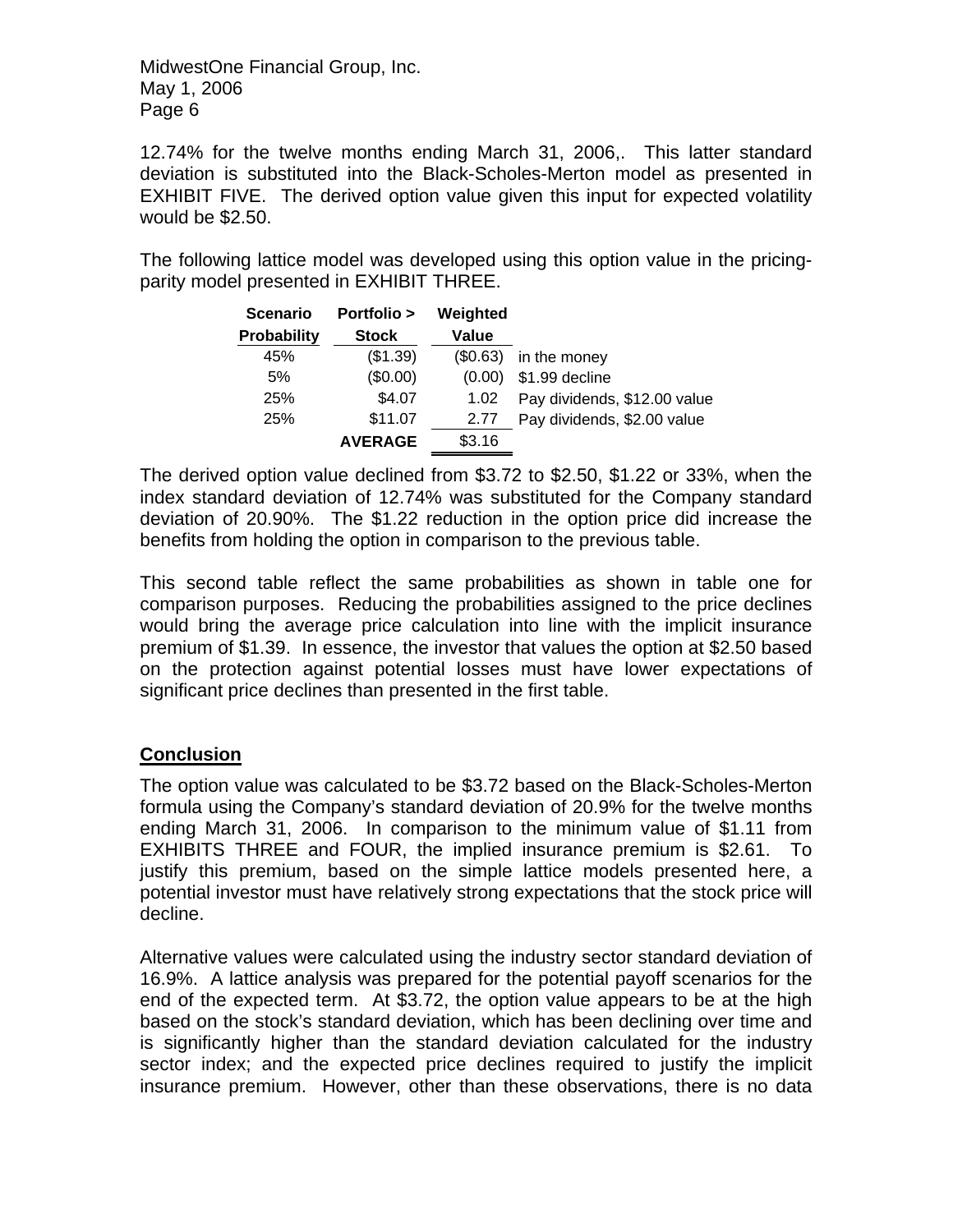12.74% for the twelve months ending March 31, 2006,. This latter standard deviation is substituted into the Black-Scholes-Merton model as presented in EXHIBIT FIVE. The derived option value given this input for expected volatility would be $2.50.

The following lattice model was developed using this option value in the pricing-parity model presented in EXHIBIT THREE.

| Scenario Probability | Portfolio > Stock | Weighted Value | |
|---|---|---|---|
| 45% | ($1.39) | ($0.63) | in the money |
| 5% | ($0.00) | (0.00) | $1.99 decline |
| 25% | $4.07 | 1.02 | Pay dividends, $12.00 value |
| 25% | $11.07 | 2.77 | Pay dividends, $2.00 value |
| | **AVERAGE** | $3.16 | |

The derived option value declined from $3.72 to $2.50, $1.22 or 33%, when the index standard deviation of 12.74% was substituted for the Company standard deviation of 20.90%. The $1.22 reduction in the option price did increase the benefits from holding the option in comparison to the previous table.

This second table reflect the same probabilities as shown in table one for comparison purposes. Reducing the probabilities assigned to the price declines would bring the average price calculation into line with the implicit insurance premium of $1.39. In essence, the investor that values the option at $2.50 based on the protection against potential losses must have lower expectations of significant price declines than presented in the first table.

## Conclusion

The option value was calculated to be $3.72 based on the Black-Scholes-Merton formula using the Company's standard deviation of 20.9% for the twelve months ending March 31, 2006. In comparison to the minimum value of $1.11 from EXHIBITS THREE and FOUR, the implied insurance premium is $2.61. To justify this premium, based on the simple lattice models presented here, a potential investor must have relatively strong expectations that the stock price will decline.

Alternative values were calculated using the industry sector standard deviation of 16.9%. A lattice analysis was prepared for the potential payoff scenarios for the end of the expected term. At $3.72, the option value appears to be at the high based on the stock's standard deviation, which has been declining over time and is significantly higher than the standard deviation calculated for the industry sector index; and the expected price declines required to justify the implicit insurance premium. However, other than these observations, there is no data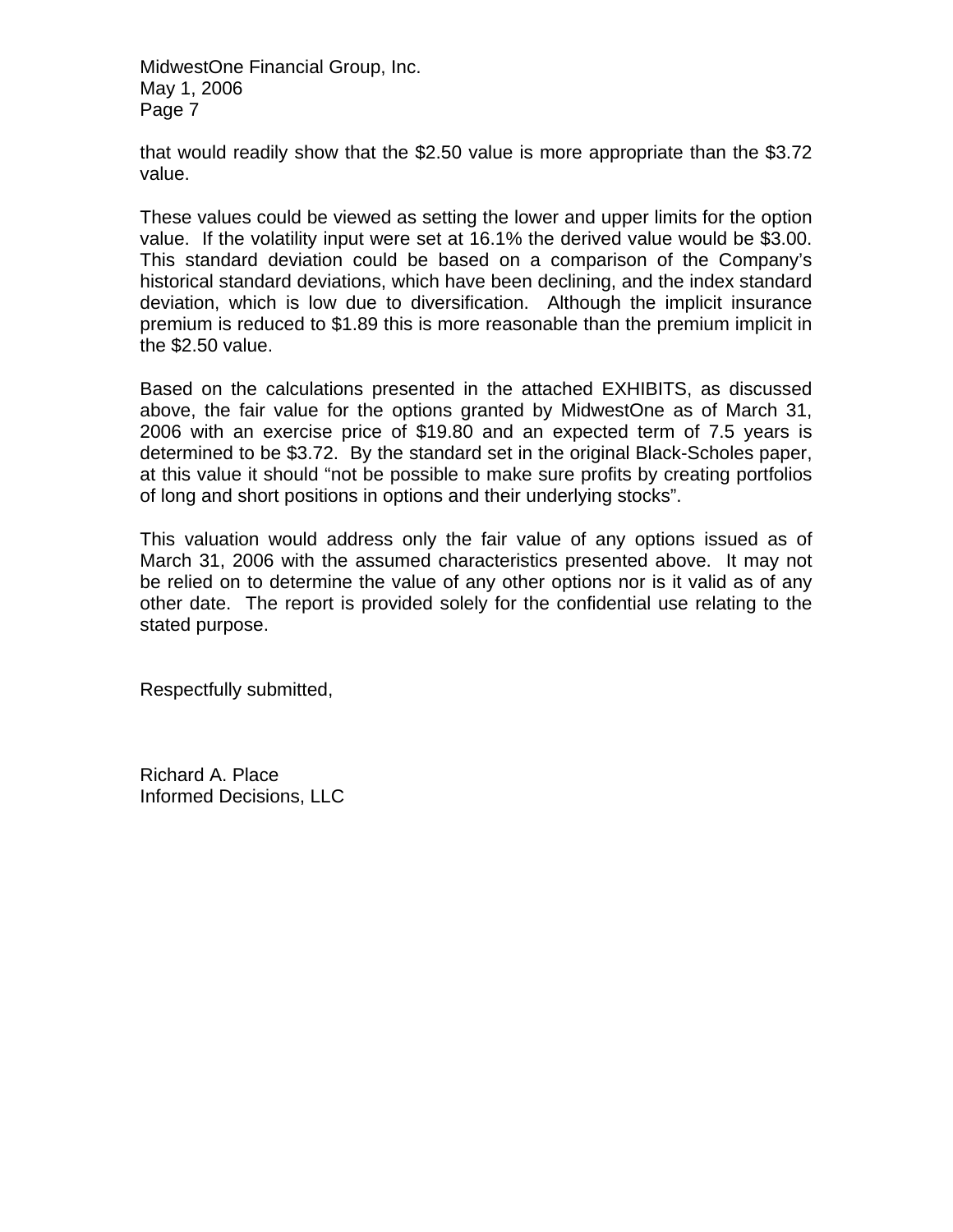that would readily show that the $2.50 value is more appropriate than the $3.72 value.

These values could be viewed as setting the lower and upper limits for the option value. If the volatility input were set at 16.1% the derived value would be $3.00. This standard deviation could be based on a comparison of the Company's historical standard deviations, which have been declining, and the index standard deviation, which is low due to diversification. Although the implicit insurance premium is reduced to $1.89 this is more reasonable than the premium implicit in the $2.50 value.

Based on the calculations presented in the attached EXHIBITS, as discussed above, the fair value for the options granted by MidwestOne as of March 31, 2006 with an exercise price of $19.80 and an expected term of 7.5 years is determined to be $3.72. By the standard set in the original Black-Scholes paper, at this value it should "not be possible to make sure profits by creating portfolios of long and short positions in options and their underlying stocks".

This valuation would address only the fair value of any options issued as of March 31, 2006 with the assumed characteristics presented above. It may not be relied on to determine the value of any other options nor is it valid as of any other date. The report is provided solely for the confidential use relating to the stated purpose.

Respectfully submitted,

Richard A. Place
Informed Decisions, LLC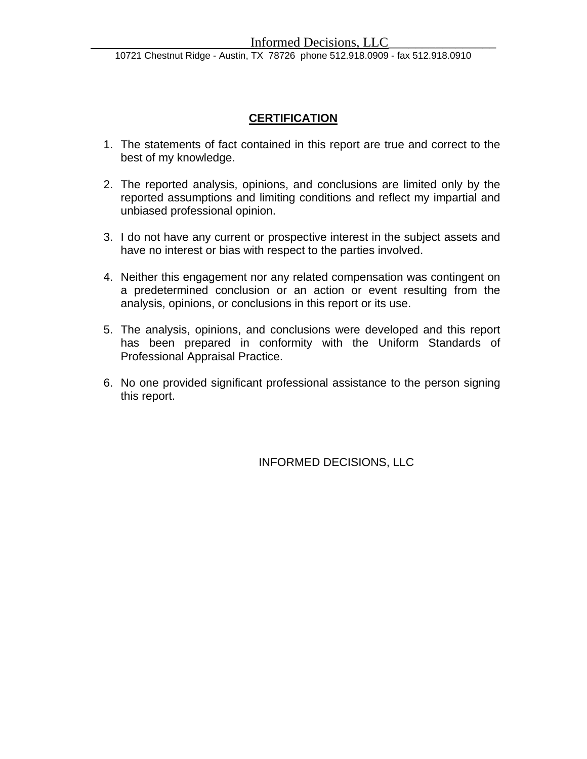## CERTIFICATION

1. The statements of fact contained in this report are true and correct to the best of my knowledge.

2. The reported analysis, opinions, and conclusions are limited only by the reported assumptions and limiting conditions and reflect my impartial and unbiased professional opinion.

3. I do not have any current or prospective interest in the subject assets and have no interest or bias with respect to the parties involved.

4. Neither this engagement nor any related compensation was contingent on a predetermined conclusion or an action or event resulting from the analysis, opinions, or conclusions in this report or its use.

5. The analysis, opinions, and conclusions were developed and this report has been prepared in conformity with the Uniform Standards of Professional Appraisal Practice.

6. No one provided significant professional assistance to the person signing this report.

INFORMED DECISIONS, LLC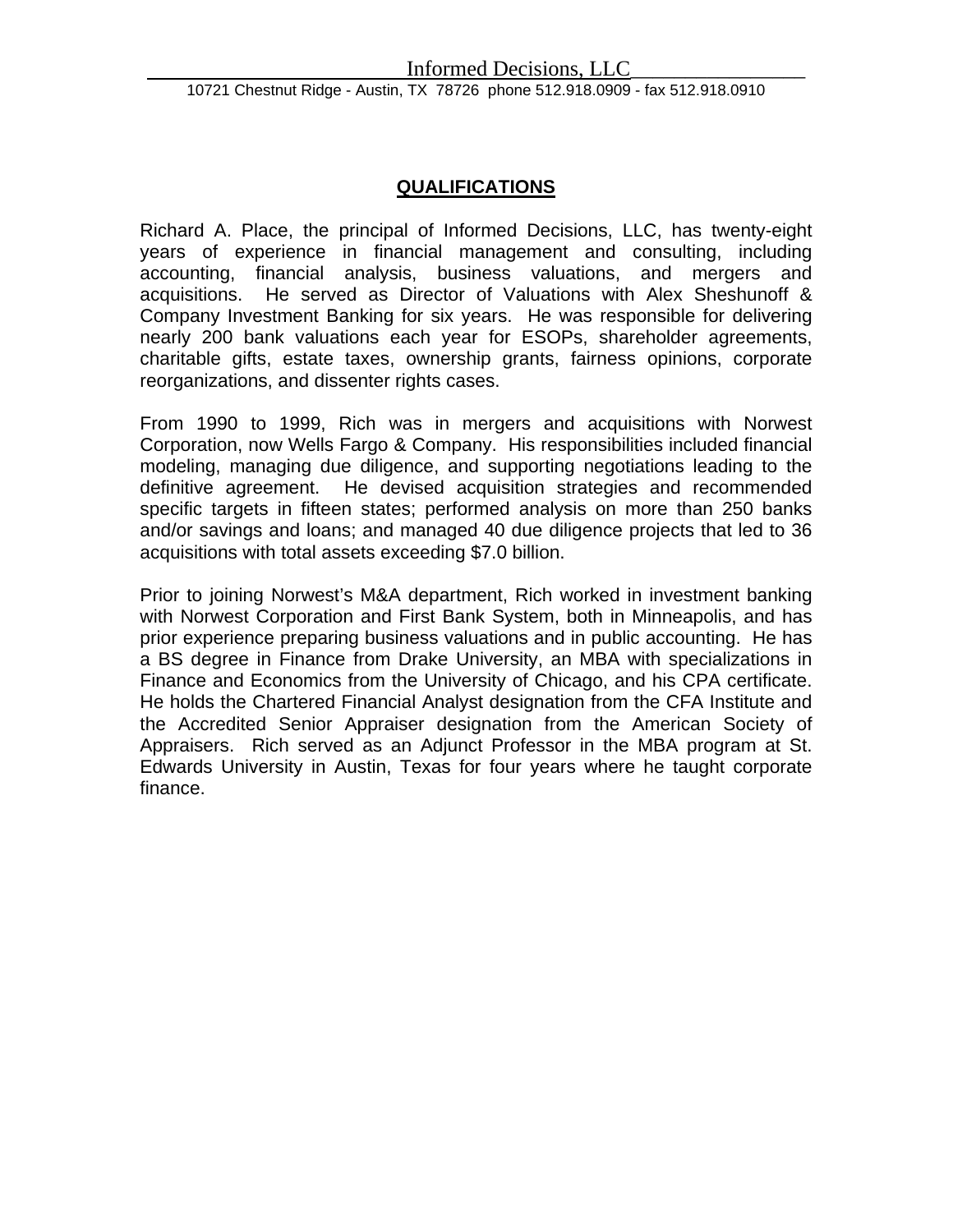Informed Decisions, LLC

10721 Chestnut Ridge - Austin, TX 78726 phone 512.918.0909 - fax 512.918.0910

## QUALIFICATIONS

Richard A. Place, the principal of Informed Decisions, LLC, has twenty-eight years of experience in financial management and consulting, including accounting, financial analysis, business valuations, and mergers and acquisitions. He served as Director of Valuations with Alex Sheshunoff & Company Investment Banking for six years. He was responsible for delivering nearly 200 bank valuations each year for ESOPs, shareholder agreements, charitable gifts, estate taxes, ownership grants, fairness opinions, corporate reorganizations, and dissenter rights cases.

From 1990 to 1999, Rich was in mergers and acquisitions with Norwest Corporation, now Wells Fargo & Company. His responsibilities included financial modeling, managing due diligence, and supporting negotiations leading to the definitive agreement. He devised acquisition strategies and recommended specific targets in fifteen states; performed analysis on more than 250 banks and/or savings and loans; and managed 40 due diligence projects that led to 36 acquisitions with total assets exceeding $7.0 billion.

Prior to joining Norwest's M&A department, Rich worked in investment banking with Norwest Corporation and First Bank System, both in Minneapolis, and has prior experience preparing business valuations and in public accounting. He has a BS degree in Finance from Drake University, an MBA with specializations in Finance and Economics from the University of Chicago, and his CPA certificate. He holds the Chartered Financial Analyst designation from the CFA Institute and the Accredited Senior Appraiser designation from the American Society of Appraisers. Rich served as an Adjunct Professor in the MBA program at St. Edwards University in Austin, Texas for four years where he taught corporate finance.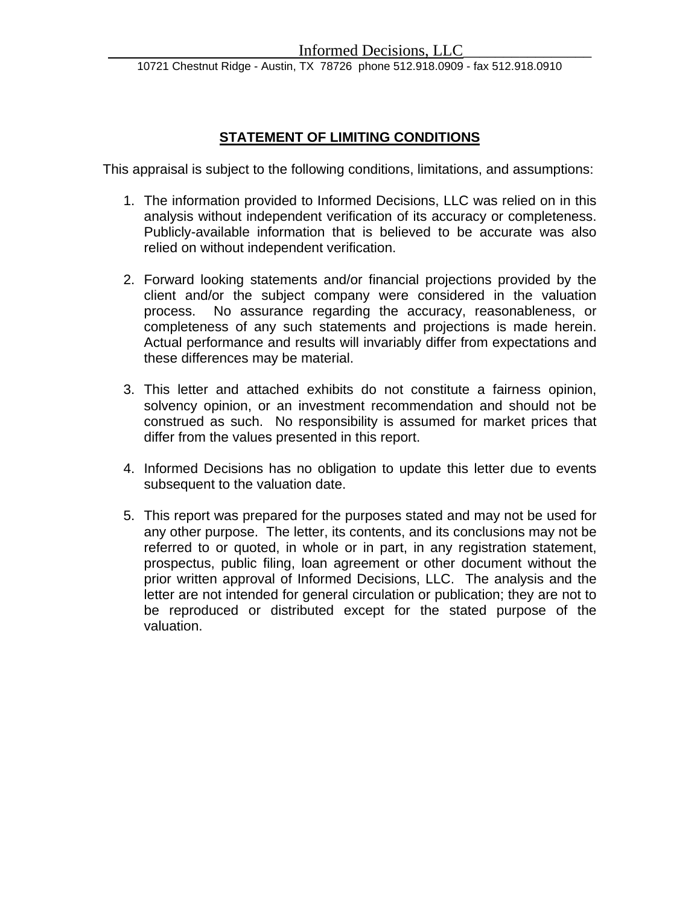## STATEMENT OF LIMITING CONDITIONS

This appraisal is subject to the following conditions, limitations, and assumptions:

1. The information provided to Informed Decisions, LLC was relied on in this analysis without independent verification of its accuracy or completeness. Publicly-available information that is believed to be accurate was also relied on without independent verification.

2. Forward looking statements and/or financial projections provided by the client and/or the subject company were considered in the valuation process. No assurance regarding the accuracy, reasonableness, or completeness of any such statements and projections is made herein. Actual performance and results will invariably differ from expectations and these differences may be material.

3. This letter and attached exhibits do not constitute a fairness opinion, solvency opinion, or an investment recommendation and should not be construed as such. No responsibility is assumed for market prices that differ from the values presented in this report.

4. Informed Decisions has no obligation to update this letter due to events subsequent to the valuation date.

5. This report was prepared for the purposes stated and may not be used for any other purpose. The letter, its contents, and its conclusions may not be referred to or quoted, in whole or in part, in any registration statement, prospectus, public filing, loan agreement or other document without the prior written approval of Informed Decisions, LLC. The analysis and the letter are not intended for general circulation or publication; they are not to be reproduced or distributed except for the stated purpose of the valuation.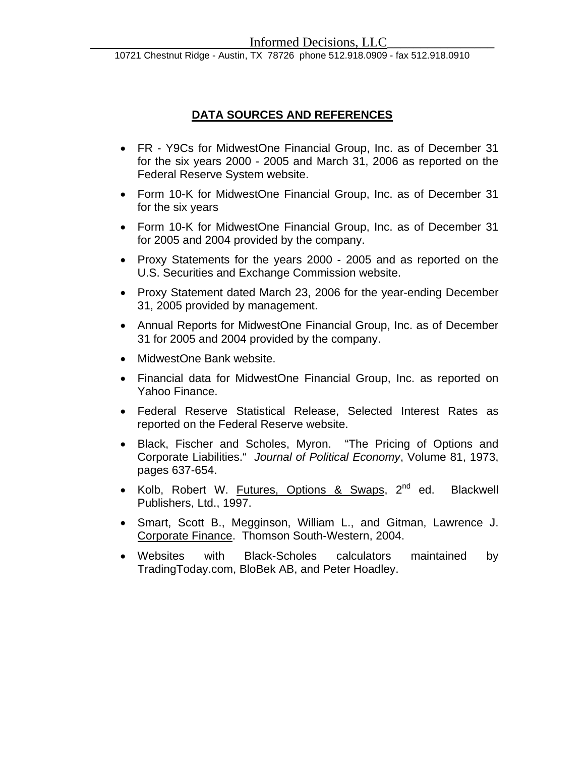## DATA SOURCES AND REFERENCES

- FR - Y9Cs for MidwestOne Financial Group, Inc. as of December 31 for the six years 2000 - 2005 and March 31, 2006 as reported on the Federal Reserve System website.
- Form 10-K for MidwestOne Financial Group, Inc. as of December 31 for the six years
- Form 10-K for MidwestOne Financial Group, Inc. as of December 31 for 2005 and 2004 provided by the company.
- Proxy Statements for the years 2000 - 2005 and as reported on the U.S. Securities and Exchange Commission website.
- Proxy Statement dated March 23, 2006 for the year-ending December 31, 2005 provided by management.
- Annual Reports for MidwestOne Financial Group, Inc. as of December 31 for 2005 and 2004 provided by the company.
- MidwestOne Bank website.
- Financial data for MidwestOne Financial Group, Inc. as reported on Yahoo Finance.
- Federal Reserve Statistical Release, Selected Interest Rates as reported on the Federal Reserve website.
- Black, Fischer and Scholes, Myron. "The Pricing of Options and Corporate Liabilities." *Journal of Political Economy*, Volume 81, 1973, pages 637-654.
- Kolb, Robert W. Futures, Options & Swaps, 2nd ed. Blackwell Publishers, Ltd., 1997.
- Smart, Scott B., Megginson, William L., and Gitman, Lawrence J. Corporate Finance. Thomson South-Western, 2004.
- Websites with Black-Scholes calculators maintained by TradingToday.com, BloBek AB, and Peter Hoadley.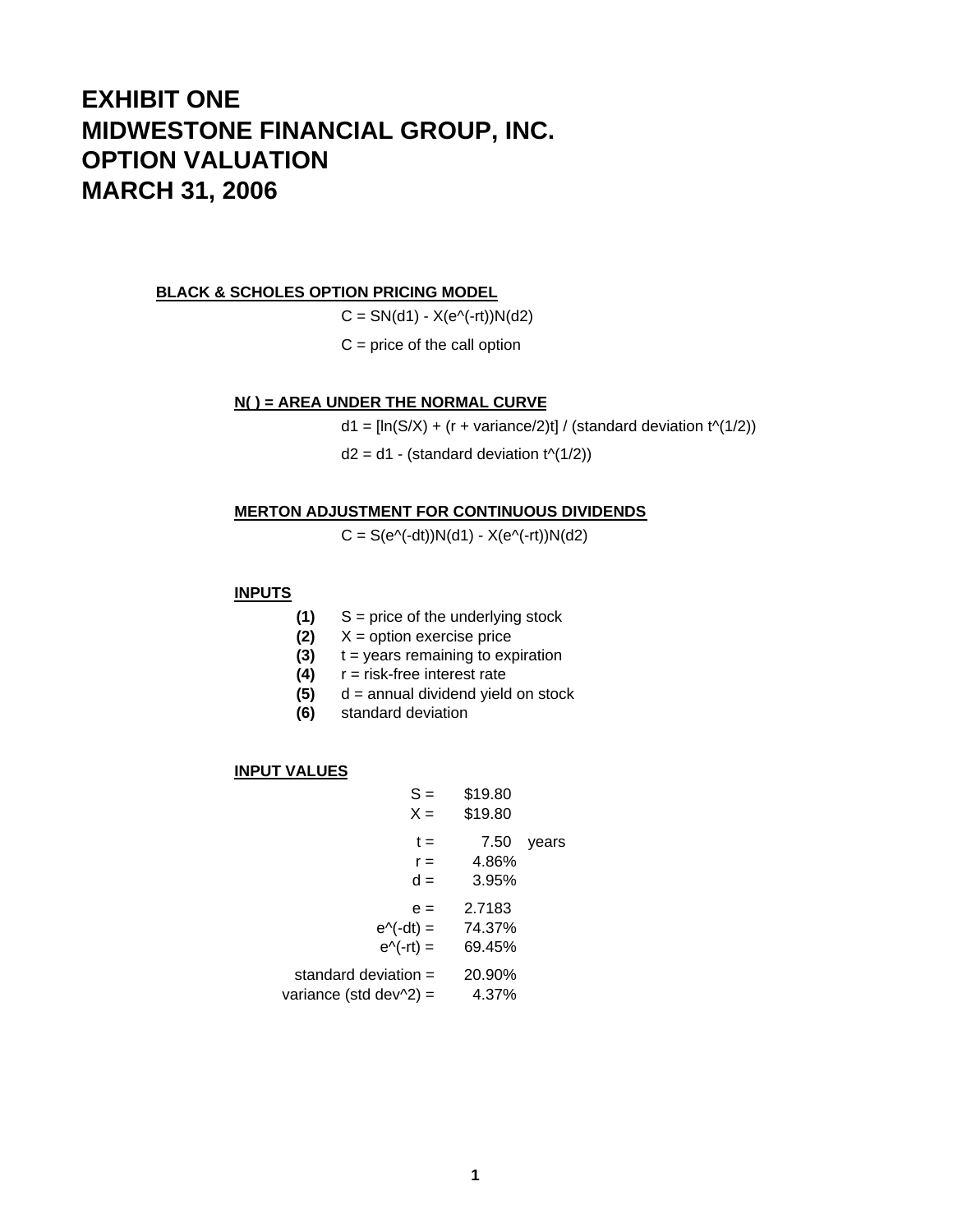# EXHIBIT ONE
# MIDWESTONE FINANCIAL GROUP, INC.
# OPTION VALUATION
# MARCH 31, 2006

**BLACK & SCHOLES OPTION PRICING MODEL**

C = SN(d1) - X(e^(-rt))N(d2)

C = price of the call option

**N( ) = AREA UNDER THE NORMAL CURVE**

d1 = [ln(S/X) + (r + variance/2)t] / (standard deviation t^(1/2))

d2 = d1 - (standard deviation t^(1/2))

**MERTON ADJUSTMENT FOR CONTINUOUS DIVIDENDS**

C = S(e^(-dt))N(d1) - X(e^(-rt))N(d2)

**INPUTS**

**(1)** S = price of the underlying stock
**(2)** X = option exercise price
**(3)** t = years remaining to expiration
**(4)** r = risk-free interest rate
**(5)** d = annual dividend yield on stock
**(6)** standard deviation

**INPUT VALUES**

| | | |
|---|---|---|
| S = | $19.80 | |
| X = | $19.80 | |
| t = | 7.50 | years |
| r = | 4.86% | |
| d = | 3.95% | |
| e = | 2.7183 | |
| e^(-dt) = | 74.37% | |
| e^(-rt) = | 69.45% | |
| standard deviation = | 20.90% | |
| variance (std dev^2) = | 4.37% | |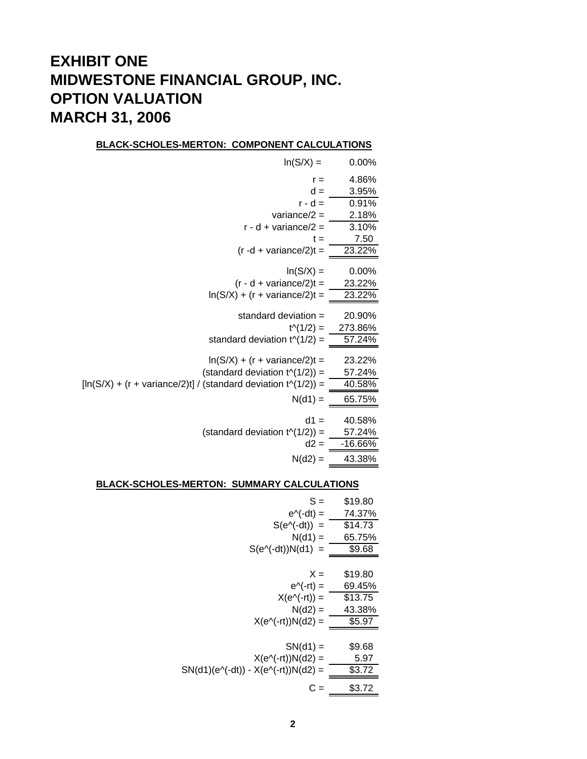# EXHIBIT ONE
# MIDWESTONE FINANCIAL GROUP, INC.
# OPTION VALUATION
# MARCH 31, 2006

**BLACK-SCHOLES-MERTON: COMPONENT CALCULATIONS**

| | |
|---|---|
| ln(S/X) = | 0.00% |
| r = | 4.86% |
| d = | 3.95% |
| r - d = | 0.91% |
| variance/2 = | 2.18% |
| r - d + variance/2 = | 3.10% |
| t = | 7.50 |
| (r -d + variance/2)t = | 23.22% |
| ln(S/X) = | 0.00% |
| (r - d + variance/2)t = | 23.22% |
| ln(S/X) + (r + variance/2)t = | 23.22% |
| standard deviation = | 20.90% |
| t^(1/2) = | 273.86% |
| standard deviation t^(1/2) = | 57.24% |
| ln(S/X) + (r + variance/2)t = | 23.22% |
| (standard deviation t^(1/2)) = | 57.24% |
| [ln(S/X) + (r + variance/2)t] / (standard deviation t^(1/2)) = | 40.58% |
| N(d1) = | 65.75% |
| d1 = | 40.58% |
| (standard deviation t^(1/2)) = | 57.24% |
| d2 = | -16.66% |
| N(d2) = | 43.38% |

**BLACK-SCHOLES-MERTON: SUMMARY CALCULATIONS**

| | |
|---|---|
| S = | $19.80 |
| e^(-dt) = | 74.37% |
| S(e^(-dt)) = | $14.73 |
| N(d1) = | 65.75% |
| S(e^(-dt))N(d1) = | $9.68 |
| X = | $19.80 |
| e^(-rt) = | 69.45% |
| X(e^(-rt)) = | $13.75 |
| N(d2) = | 43.38% |
| X(e^(-rt))N(d2) = | $5.97 |
| SN(d1) = | $9.68 |
| X(e^(-rt))N(d2) = | 5.97 |
| SN(d1)(e^(-dt)) - X(e^(-rt))N(d2) = | $3.72 |
| C = | $3.72 |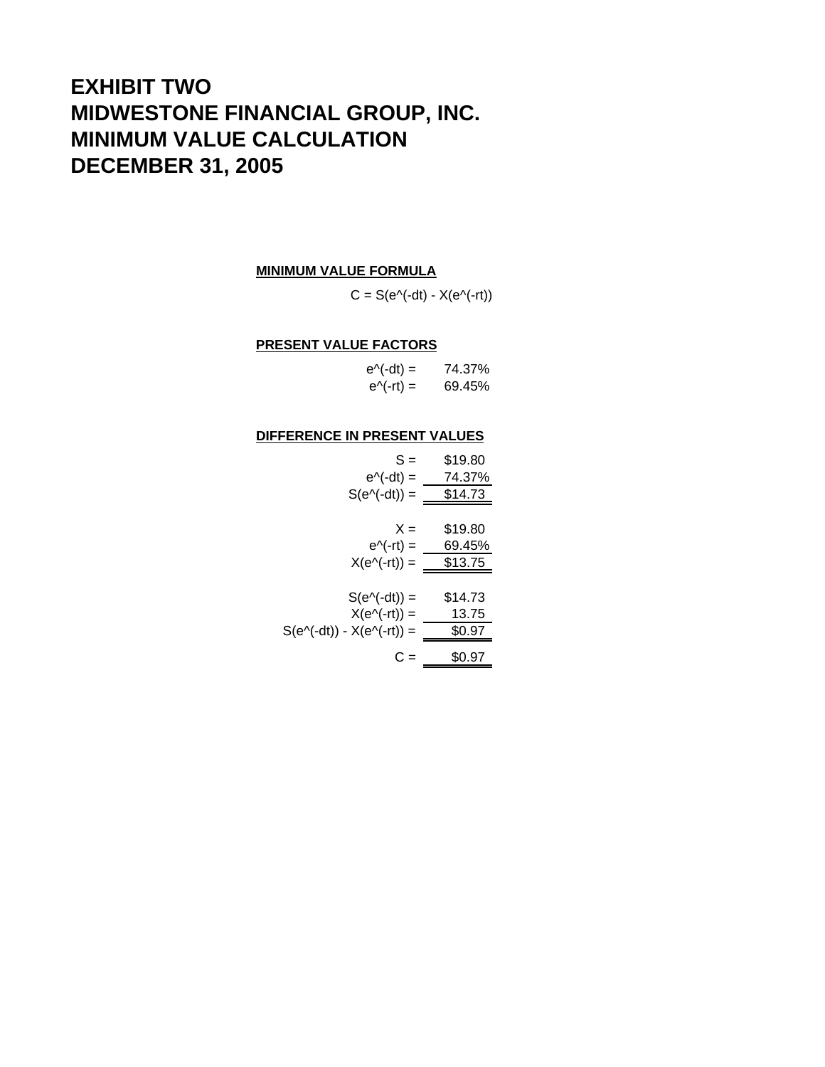# EXHIBIT TWO
# MIDWESTONE FINANCIAL GROUP, INC.
# MINIMUM VALUE CALCULATION
# DECEMBER 31, 2005

**MINIMUM VALUE FORMULA**

$$C = S(e^{-dt}) - X(e^{-rt})$$

**PRESENT VALUE FACTORS**

| | |
|---|---|
| $e^{-dt}$ = | 74.37% |
| $e^{-rt}$ = | 69.45% |

**DIFFERENCE IN PRESENT VALUES**

| | |
|---|---|
| S = | \$19.80 |
| $e^{-dt}$ = | 74.37% |
| $S(e^{-dt})$ = | \$14.73 |
| | |
| X = | \$19.80 |
| $e^{-rt}$ = | 69.45% |
| $X(e^{-rt})$ = | \$13.75 |
| | |
| $S(e^{-dt})$ = | \$14.73 |
| $X(e^{-rt})$ = | 13.75 |
| $S(e^{-dt}) - X(e^{-rt})$ = | \$0.97 |
| | |
| C = | \$0.97 |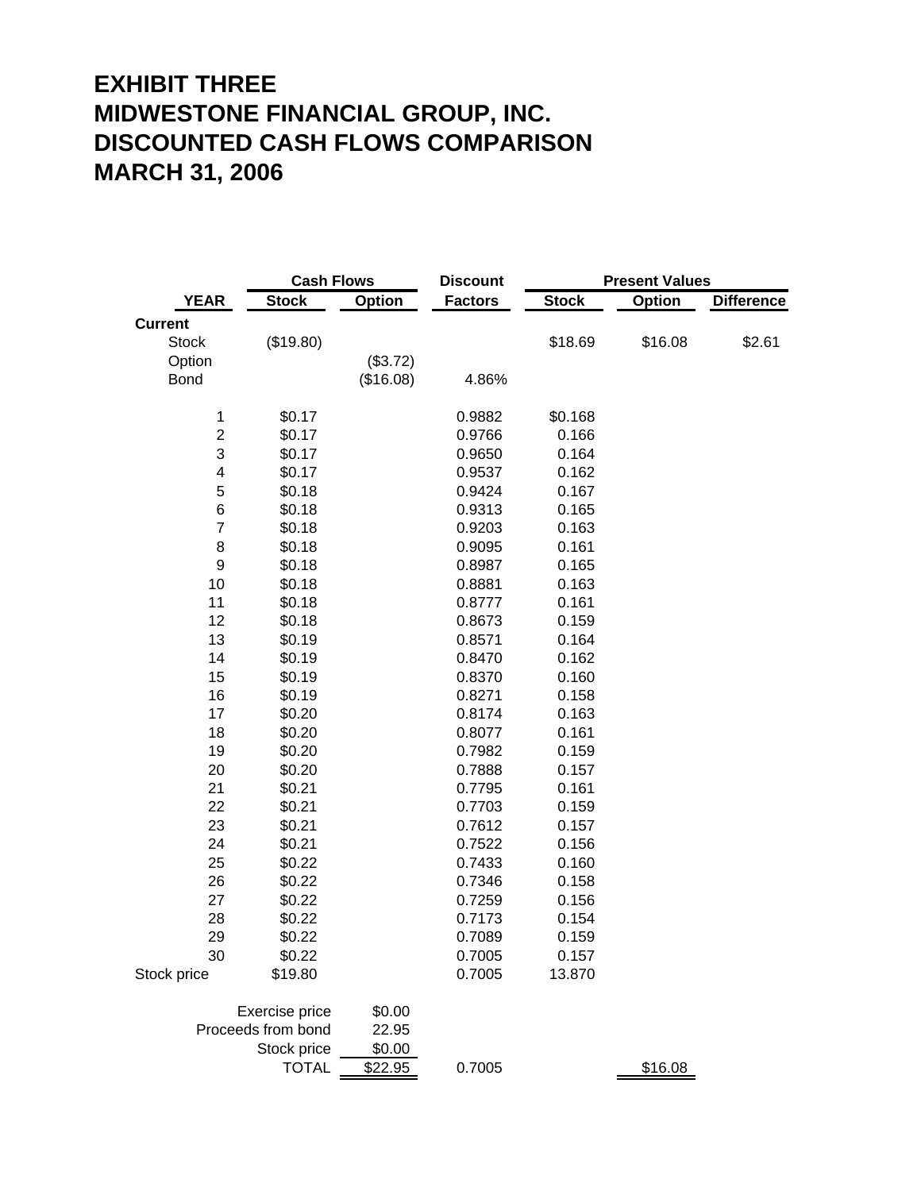# EXHIBIT THREE
# MIDWESTONE FINANCIAL GROUP, INC.
# DISCOUNTED CASH FLOWS COMPARISON
# MARCH 31, 2006

| | Cash Flows | | Discount | Present Values | | |
|---|---|---|---|---|---|---|
| **YEAR** | **Stock** | **Option** | **Factors** | **Stock** | **Option** | **Difference** |
| **Current** | | | | | | |
| Stock | ($19.80) | | | $18.69 | $16.08 | $2.61 |
| Option | | ($3.72) | | | | |
| Bond | | ($16.08) | 4.86% | | | |
| 1 | $0.17 | | 0.9882 | $0.168 | | |
| 2 | $0.17 | | 0.9766 | 0.166 | | |
| 3 | $0.17 | | 0.9650 | 0.164 | | |
| 4 | $0.17 | | 0.9537 | 0.162 | | |
| 5 | $0.18 | | 0.9424 | 0.167 | | |
| 6 | $0.18 | | 0.9313 | 0.165 | | |
| 7 | $0.18 | | 0.9203 | 0.163 | | |
| 8 | $0.18 | | 0.9095 | 0.161 | | |
| 9 | $0.18 | | 0.8987 | 0.165 | | |
| 10 | $0.18 | | 0.8881 | 0.163 | | |
| 11 | $0.18 | | 0.8777 | 0.161 | | |
| 12 | $0.18 | | 0.8673 | 0.159 | | |
| 13 | $0.19 | | 0.8571 | 0.164 | | |
| 14 | $0.19 | | 0.8470 | 0.162 | | |
| 15 | $0.19 | | 0.8370 | 0.160 | | |
| 16 | $0.19 | | 0.8271 | 0.158 | | |
| 17 | $0.20 | | 0.8174 | 0.163 | | |
| 18 | $0.20 | | 0.8077 | 0.161 | | |
| 19 | $0.20 | | 0.7982 | 0.159 | | |
| 20 | $0.20 | | 0.7888 | 0.157 | | |
| 21 | $0.21 | | 0.7795 | 0.161 | | |
| 22 | $0.21 | | 0.7703 | 0.159 | | |
| 23 | $0.21 | | 0.7612 | 0.157 | | |
| 24 | $0.21 | | 0.7522 | 0.156 | | |
| 25 | $0.22 | | 0.7433 | 0.160 | | |
| 26 | $0.22 | | 0.7346 | 0.158 | | |
| 27 | $0.22 | | 0.7259 | 0.156 | | |
| 28 | $0.22 | | 0.7173 | 0.154 | | |
| 29 | $0.22 | | 0.7089 | 0.159 | | |
| 30 | $0.22 | | 0.7005 | 0.157 | | |
| Stock price | $19.80 | | 0.7005 | 13.870 | | |
| | Exercise price | $0.00 | | | | |
| | Proceeds from bond | 22.95 | | | | |
| | Stock price | $0.00 | | | | |
| | TOTAL | $22.95 | 0.7005 | | $16.08 | |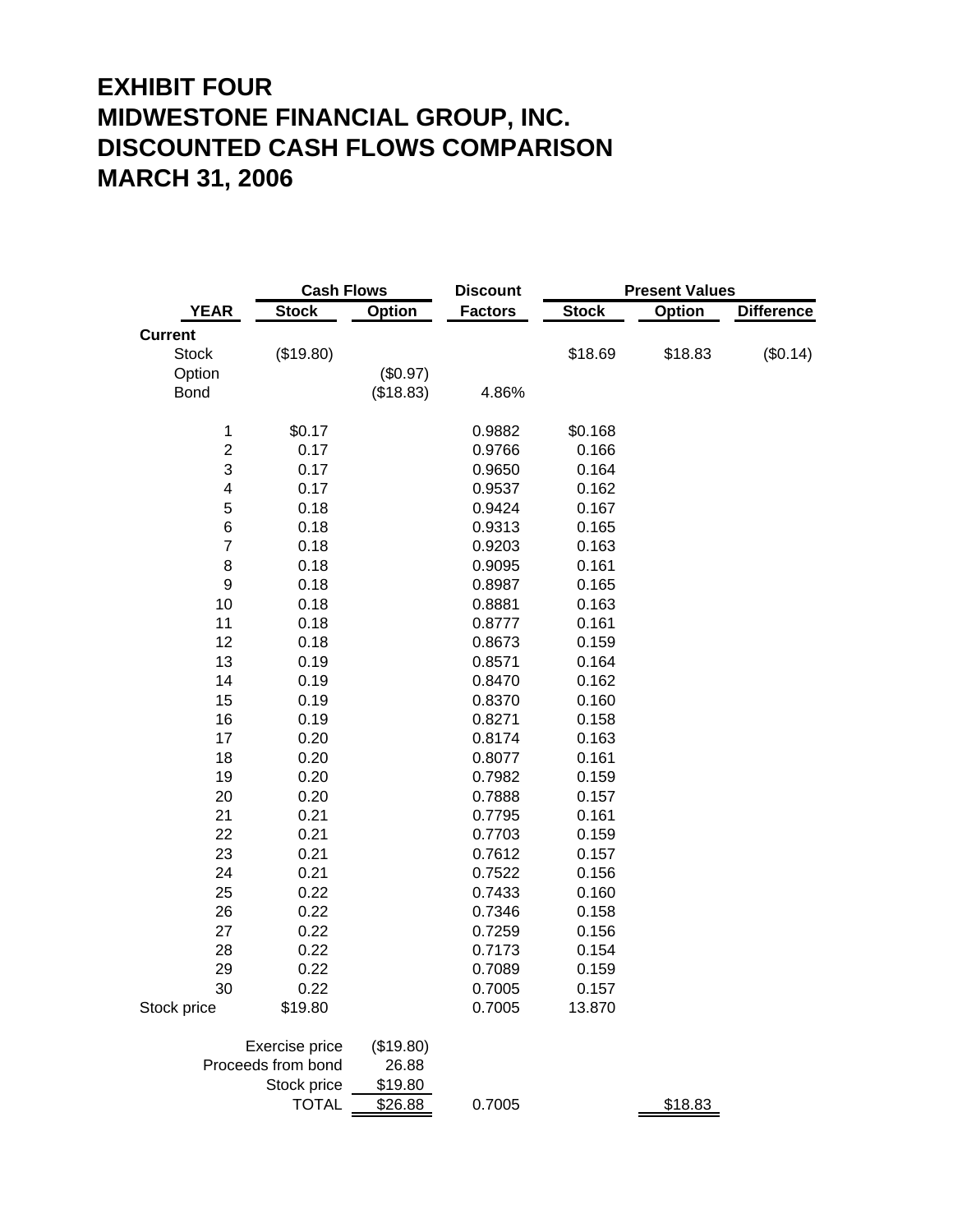# EXHIBIT FOUR
# MIDWESTONE FINANCIAL GROUP, INC.
# DISCOUNTED CASH FLOWS COMPARISON
# MARCH 31, 2006

| | Cash Flows | | Discount | Present Values | | |
|---|---|---|---|---|---|---|
| **YEAR** | **Stock** | **Option** | **Factors** | **Stock** | **Option** | **Difference** |
| **Current** | | | | | | |
| Stock | ($19.80) | | | $18.69 | $18.83 | ($0.14) |
| Option | | ($0.97) | | | | |
| Bond | | ($18.83) | 4.86% | | | |
| 1 | $0.17 | | 0.9882 | $0.168 | | |
| 2 | 0.17 | | 0.9766 | 0.166 | | |
| 3 | 0.17 | | 0.9650 | 0.164 | | |
| 4 | 0.17 | | 0.9537 | 0.162 | | |
| 5 | 0.18 | | 0.9424 | 0.167 | | |
| 6 | 0.18 | | 0.9313 | 0.165 | | |
| 7 | 0.18 | | 0.9203 | 0.163 | | |
| 8 | 0.18 | | 0.9095 | 0.161 | | |
| 9 | 0.18 | | 0.8987 | 0.165 | | |
| 10 | 0.18 | | 0.8881 | 0.163 | | |
| 11 | 0.18 | | 0.8777 | 0.161 | | |
| 12 | 0.18 | | 0.8673 | 0.159 | | |
| 13 | 0.19 | | 0.8571 | 0.164 | | |
| 14 | 0.19 | | 0.8470 | 0.162 | | |
| 15 | 0.19 | | 0.8370 | 0.160 | | |
| 16 | 0.19 | | 0.8271 | 0.158 | | |
| 17 | 0.20 | | 0.8174 | 0.163 | | |
| 18 | 0.20 | | 0.8077 | 0.161 | | |
| 19 | 0.20 | | 0.7982 | 0.159 | | |
| 20 | 0.20 | | 0.7888 | 0.157 | | |
| 21 | 0.21 | | 0.7795 | 0.161 | | |
| 22 | 0.21 | | 0.7703 | 0.159 | | |
| 23 | 0.21 | | 0.7612 | 0.157 | | |
| 24 | 0.21 | | 0.7522 | 0.156 | | |
| 25 | 0.22 | | 0.7433 | 0.160 | | |
| 26 | 0.22 | | 0.7346 | 0.158 | | |
| 27 | 0.22 | | 0.7259 | 0.156 | | |
| 28 | 0.22 | | 0.7173 | 0.154 | | |
| 29 | 0.22 | | 0.7089 | 0.159 | | |
| 30 | 0.22 | | 0.7005 | 0.157 | | |
| Stock price | $19.80 | | 0.7005 | 13.870 | | |
| | Exercise price | ($19.80) | | | | |
| | Proceeds from bond | 26.88 | | | | |
| | Stock price | $19.80 | | | | |
| | TOTAL | $26.88 | 0.7005 | | $18.83 | |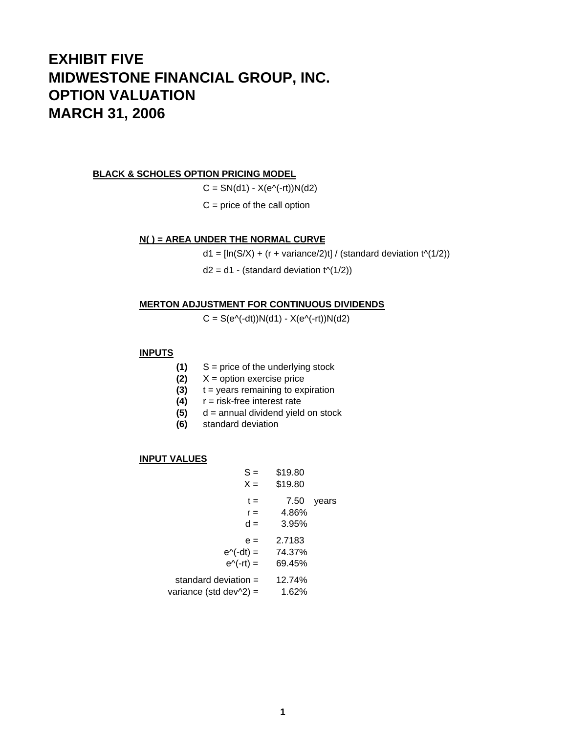# EXHIBIT FIVE
# MIDWESTONE FINANCIAL GROUP, INC.
# OPTION VALUATION
# MARCH 31, 2006

**BLACK & SCHOLES OPTION PRICING MODEL**

$C = SN(d1) - X(e^{-rt})N(d2)$

C = price of the call option

**N( ) = AREA UNDER THE NORMAL CURVE**

$d1 = [\ln(S/X) + (r + \text{variance}/2)t] / (\text{standard deviation } t^{1/2})$

$d2 = d1 - (\text{standard deviation } t^{1/2})$

**MERTON ADJUSTMENT FOR CONTINUOUS DIVIDENDS**

$C = S(e^{-dt})N(d1) - X(e^{-rt})N(d2)$

**INPUTS**

- **(1)** S = price of the underlying stock
- **(2)** X = option exercise price
- **(3)** t = years remaining to expiration
- **(4)** r = risk-free interest rate
- **(5)** d = annual dividend yield on stock
- **(6)** standard deviation

**INPUT VALUES**

| | | |
|---|---|---|
| S = | $19.80 | |
| X = | $19.80 | |
| t = | 7.50 | years |
| r = | 4.86% | |
| d = | 3.95% | |
| e = | 2.7183 | |
| e^(-dt) = | 74.37% | |
| e^(-rt) = | 69.45% | |
| standard deviation = | 12.74% | |
| variance (std dev^2) = | 1.62% | |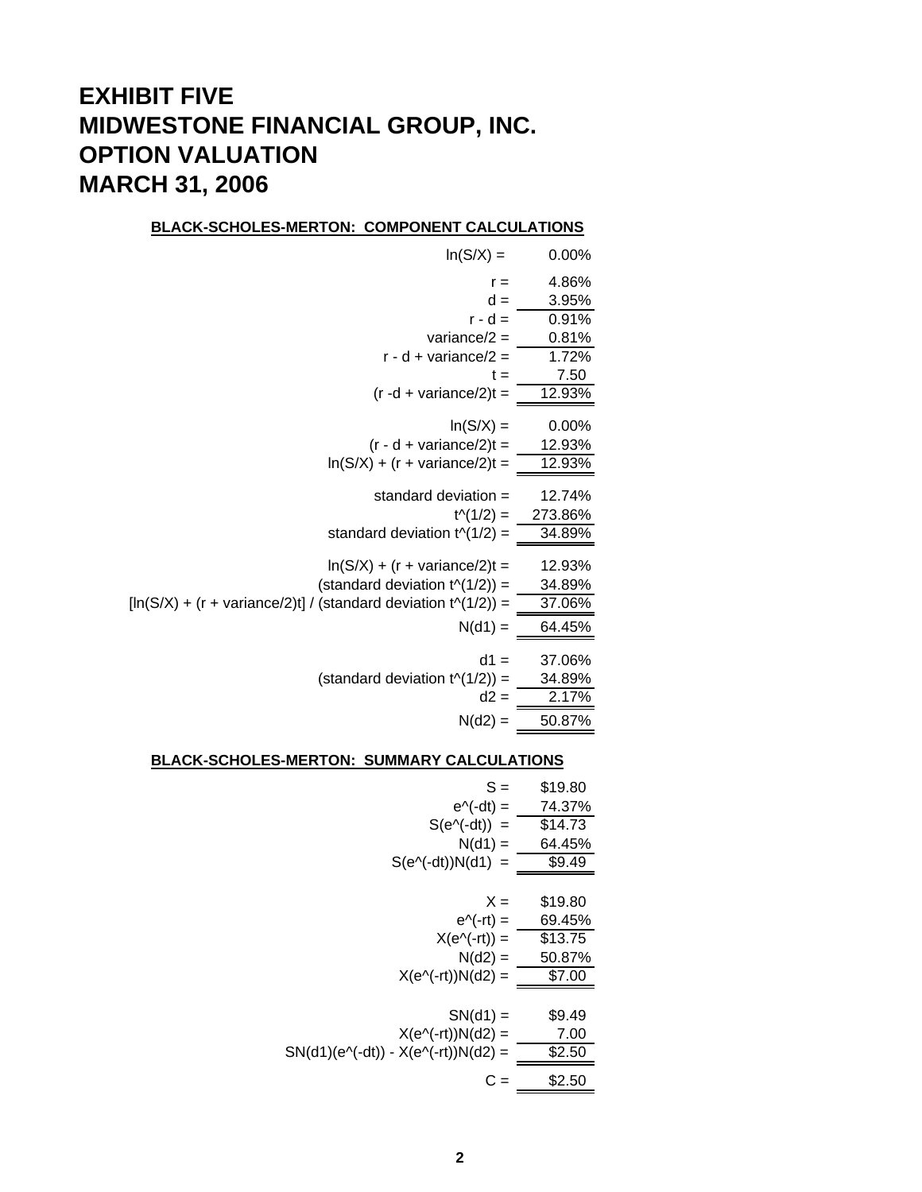# EXHIBIT FIVE
# MIDWESTONE FINANCIAL GROUP, INC.
# OPTION VALUATION
# MARCH 31, 2006

**BLACK-SCHOLES-MERTON: COMPONENT CALCULATIONS**

| | |
|---|---|
| ln(S/X) = | 0.00% |
| r = | 4.86% |
| d = | 3.95% |
| r - d = | 0.91% |
| variance/2 = | 0.81% |
| r - d + variance/2 = | 1.72% |
| t = | 7.50 |
| (r -d + variance/2)t = | 12.93% |
| ln(S/X) = | 0.00% |
| (r - d + variance/2)t = | 12.93% |
| ln(S/X) + (r + variance/2)t = | 12.93% |
| standard deviation = | 12.74% |
| t^(1/2) = | 273.86% |
| standard deviation t^(1/2) = | 34.89% |
| ln(S/X) + (r + variance/2)t = | 12.93% |
| (standard deviation t^(1/2)) = | 34.89% |
| [ln(S/X) + (r + variance/2)t] / (standard deviation t^(1/2)) = | 37.06% |
| N(d1) = | 64.45% |
| d1 = | 37.06% |
| (standard deviation t^(1/2)) = | 34.89% |
| d2 = | 2.17% |
| N(d2) = | 50.87% |

**BLACK-SCHOLES-MERTON: SUMMARY CALCULATIONS**

| | |
|---|---|
| S = | $19.80 |
| e^(-dt) = | 74.37% |
| S(e^(-dt)) = | $14.73 |
| N(d1) = | 64.45% |
| S(e^(-dt))N(d1) = | $9.49 |
| X = | $19.80 |
| e^(-rt) = | 69.45% |
| X(e^(-rt)) = | $13.75 |
| N(d2) = | 50.87% |
| X(e^(-rt))N(d2) = | $7.00 |
| SN(d1) = | $9.49 |
| X(e^(-rt))N(d2) = | 7.00 |
| SN(d1)(e^(-dt)) - X(e^(-rt))N(d2) = | $2.50 |
| C = | $2.50 |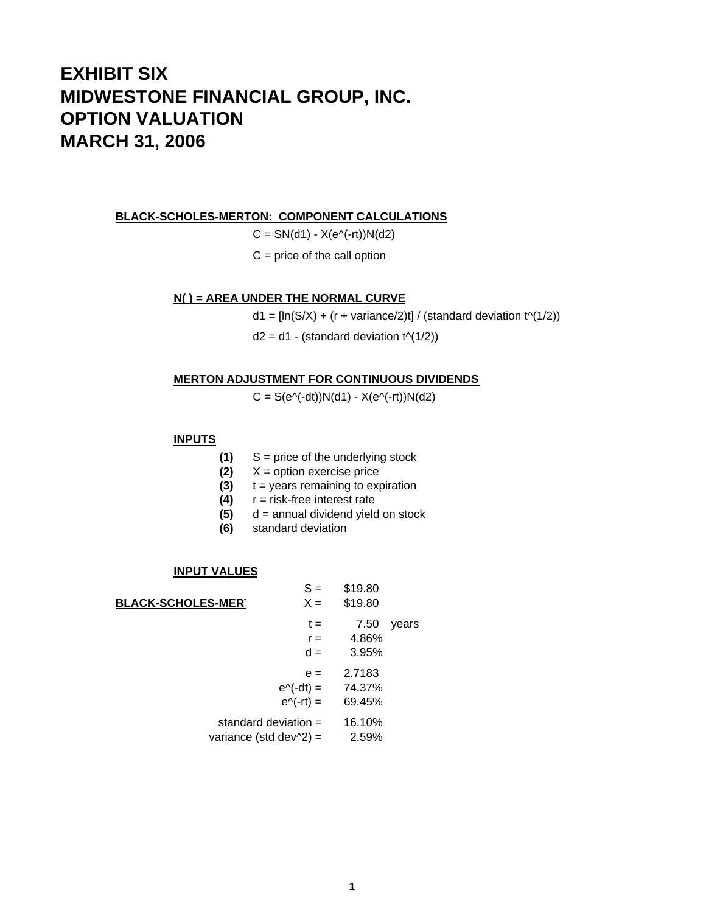# EXHIBIT SIX
# MIDWESTONE FINANCIAL GROUP, INC.
# OPTION VALUATION
# MARCH 31, 2006

**BLACK-SCHOLES-MERTON: COMPONENT CALCULATIONS**

$C = SN(d1) - X(e^{-rt})N(d2)$

C = price of the call option

**N( ) = AREA UNDER THE NORMAL CURVE**

$d1 = [\ln(S/X) + (r + \text{variance}/2)t] / (\text{standard deviation } t^{1/2})$

$d2 = d1 - (\text{standard deviation } t^{1/2})$

**MERTON ADJUSTMENT FOR CONTINUOUS DIVIDENDS**

$C = S(e^{-dt})N(d1) - X(e^{-rt})N(d2)$

**INPUTS**

- **(1)** S = price of the underlying stock
- **(2)** X = option exercise price
- **(3)** t = years remaining to expiration
- **(4)** r = risk-free interest rate
- **(5)** d = annual dividend yield on stock
- **(6)** standard deviation

**INPUT VALUES**

**BLACK-SCHOLES-MER**

| | | |
|---|---|---|
| S = | $19.80 | |
| X = | $19.80 | |
| t = | 7.50 | years |
| r = | 4.86% | |
| d = | 3.95% | |
| e = | 2.7183 | |
| $e^{-dt}$ = | 74.37% | |
| $e^{-rt}$ = | 69.45% | |
| standard deviation = | 16.10% | |
| variance (std dev^2) = | 2.59% | |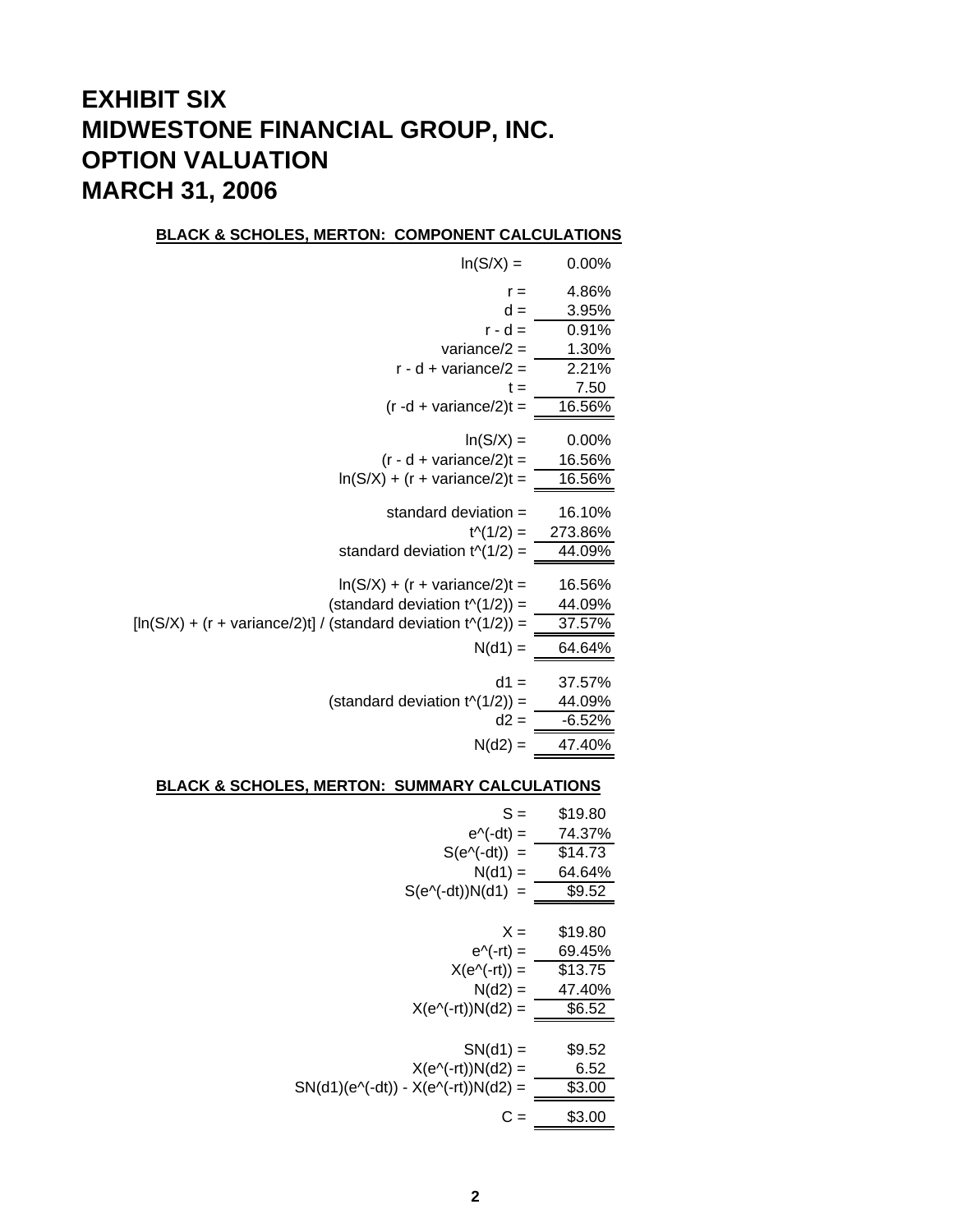# EXHIBIT SIX
# MIDWESTONE FINANCIAL GROUP, INC.
# OPTION VALUATION
# MARCH 31, 2006

**BLACK & SCHOLES, MERTON: COMPONENT CALCULATIONS**

| | |
|---|---|
| ln(S/X) = | 0.00% |
| r = | 4.86% |
| d = | 3.95% |
| r - d = | 0.91% |
| variance/2 = | 1.30% |
| r - d + variance/2 = | 2.21% |
| t = | 7.50 |
| (r -d + variance/2)t = | 16.56% |
| ln(S/X) = | 0.00% |
| (r - d + variance/2)t = | 16.56% |
| ln(S/X) + (r + variance/2)t = | 16.56% |
| standard deviation = | 16.10% |
| t^(1/2) = | 273.86% |
| standard deviation t^(1/2) = | 44.09% |
| ln(S/X) + (r + variance/2)t = | 16.56% |
| (standard deviation t^(1/2)) = | 44.09% |
| [ln(S/X) + (r + variance/2)t] / (standard deviation t^(1/2)) = | 37.57% |
| N(d1) = | 64.64% |
| d1 = | 37.57% |
| (standard deviation t^(1/2)) = | 44.09% |
| d2 = | -6.52% |
| N(d2) = | 47.40% |

**BLACK & SCHOLES, MERTON: SUMMARY CALCULATIONS**

| | |
|---|---|
| S = | $19.80 |
| e^(-dt) = | 74.37% |
| S(e^(-dt)) = | $14.73 |
| N(d1) = | 64.64% |
| S(e^(-dt))N(d1) = | $9.52 |
| X = | $19.80 |
| e^(-rt) = | 69.45% |
| X(e^(-rt)) = | $13.75 |
| N(d2) = | 47.40% |
| X(e^(-rt))N(d2) = | $6.52 |
| SN(d1) = | $9.52 |
| X(e^(-rt))N(d2) = | 6.52 |
| SN(d1)(e^(-dt)) - X(e^(-rt))N(d2) = | $3.00 |
| C = | $3.00 |